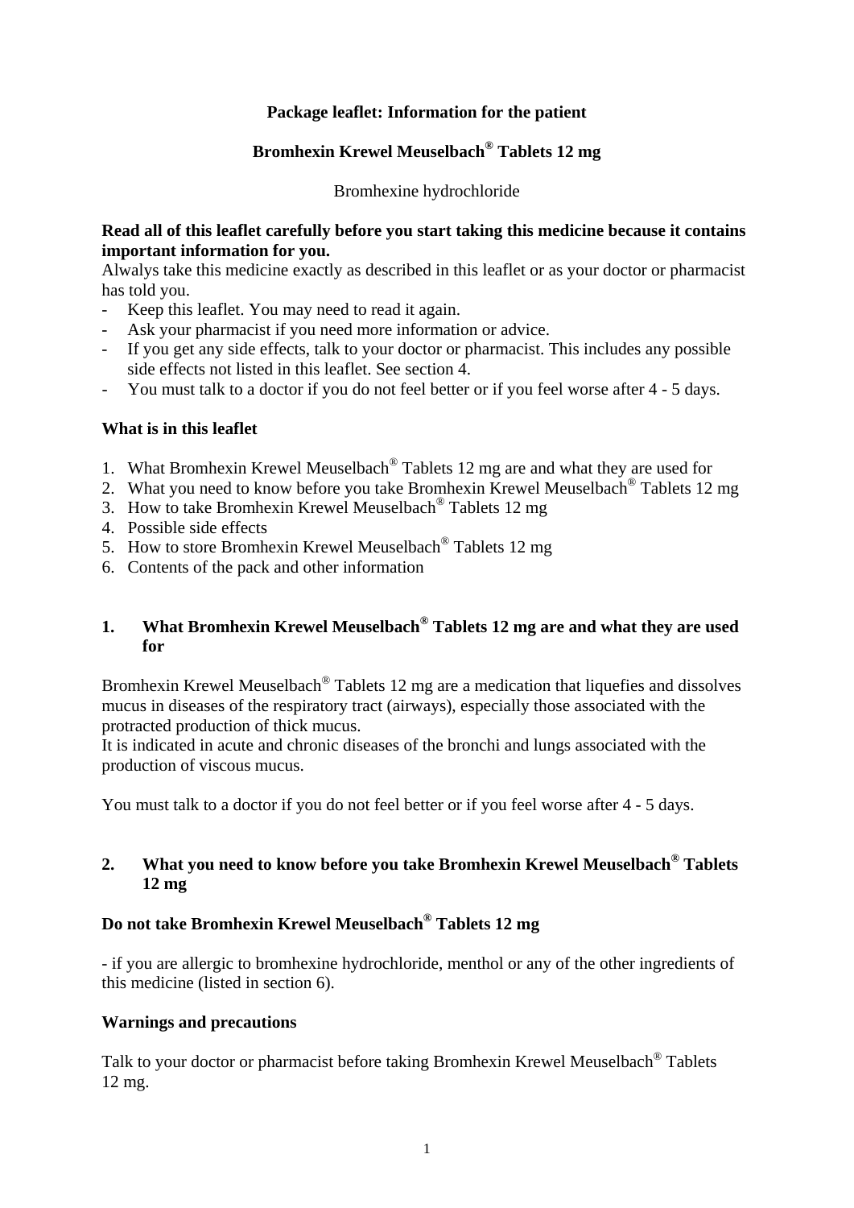**Package leaflet: Information for the patient**

**Bromhexin Krewel Meuselbach® Tablets 12 mg**

Bromhexine hydrochloride

**Read all of this leaflet carefully before you start taking this medicine because it contains important information for you.**

Alwalys take this medicine exactly as described in this leaflet or as your doctor or pharmacist has told you.

- Keep this leaflet. You may need to read it again.
- Ask your pharmacist if you need more information or advice.
- If you get any side effects, talk to your doctor or pharmacist. This includes any possible side effects not listed in this leaflet. See section 4.
- You must talk to a doctor if you do not feel better or if you feel worse after 4 - 5 days.

**What is in this leaflet**

1. What Bromhexin Krewel Meuselbach® Tablets 12 mg are and what they are used for
2. What you need to know before you take Bromhexin Krewel Meuselbach® Tablets 12 mg
3. How to take Bromhexin Krewel Meuselbach® Tablets 12 mg
4. Possible side effects
5. How to store Bromhexin Krewel Meuselbach® Tablets 12 mg
6. Contents of the pack and other information

## 1. What Bromhexin Krewel Meuselbach® Tablets 12 mg are and what they are used for

Bromhexin Krewel Meuselbach® Tablets 12 mg are a medication that liquefies and dissolves mucus in diseases of the respiratory tract (airways), especially those associated with the protracted production of thick mucus.

It is indicated in acute and chronic diseases of the bronchi and lungs associated with the production of viscous mucus.

You must talk to a doctor if you do not feel better or if you feel worse after 4 - 5 days.

## 2. What you need to know before you take Bromhexin Krewel Meuselbach® Tablets 12 mg

**Do not take Bromhexin Krewel Meuselbach® Tablets 12 mg**

- if you are allergic to bromhexine hydrochloride, menthol or any of the other ingredients of this medicine (listed in section 6).

**Warnings and precautions**

Talk to your doctor or pharmacist before taking Bromhexin Krewel Meuselbach® Tablets 12 mg.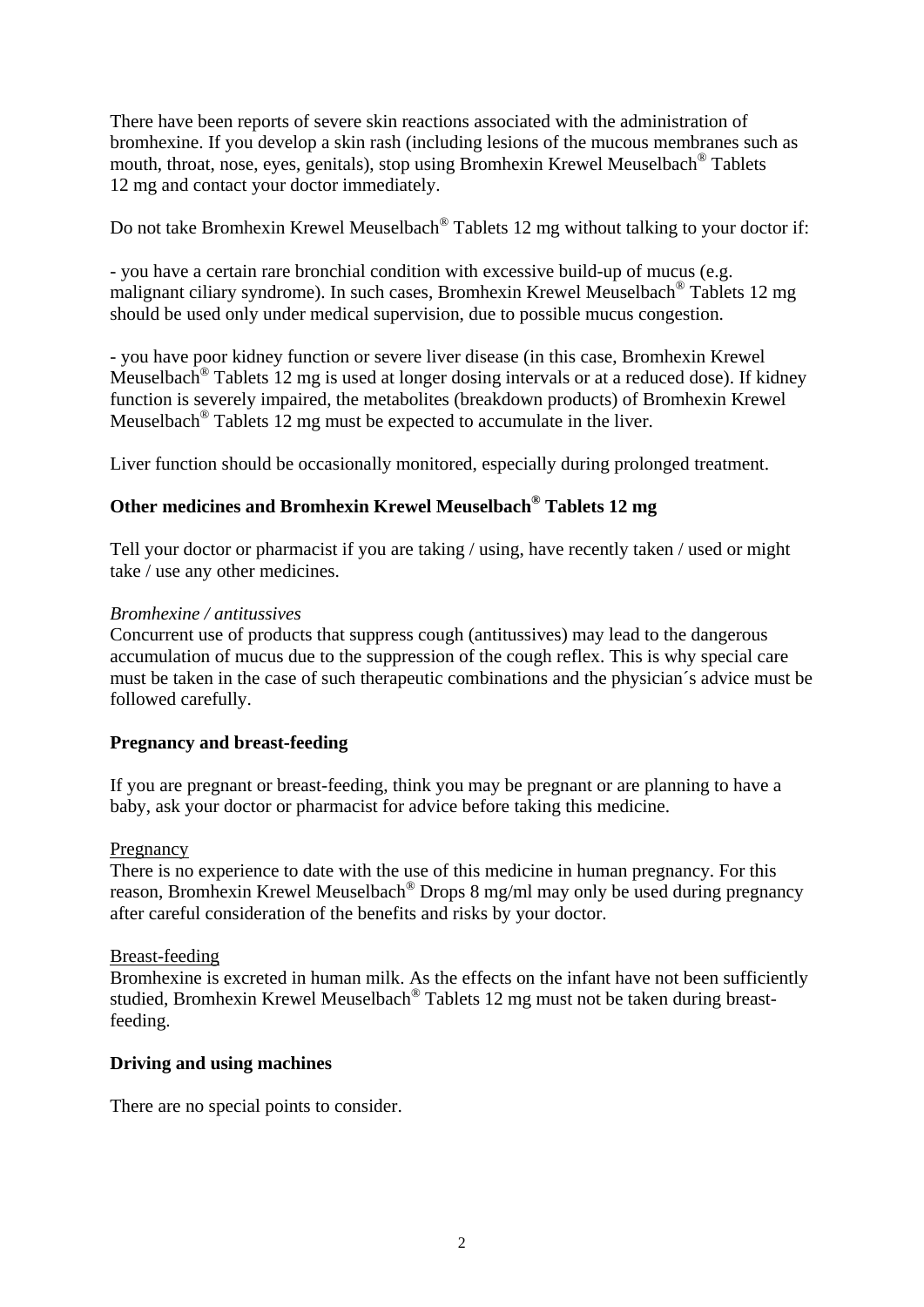There have been reports of severe skin reactions associated with the administration of bromhexine. If you develop a skin rash (including lesions of the mucous membranes such as mouth, throat, nose, eyes, genitals), stop using Bromhexin Krewel Meuselbach® Tablets 12 mg and contact your doctor immediately.

Do not take Bromhexin Krewel Meuselbach® Tablets 12 mg without talking to your doctor if:

- you have a certain rare bronchial condition with excessive build-up of mucus (e.g. malignant ciliary syndrome). In such cases, Bromhexin Krewel Meuselbach® Tablets 12 mg should be used only under medical supervision, due to possible mucus congestion.

- you have poor kidney function or severe liver disease (in this case, Bromhexin Krewel Meuselbach® Tablets 12 mg is used at longer dosing intervals or at a reduced dose). If kidney function is severely impaired, the metabolites (breakdown products) of Bromhexin Krewel Meuselbach® Tablets 12 mg must be expected to accumulate in the liver.

Liver function should be occasionally monitored, especially during prolonged treatment.

**Other medicines and Bromhexin Krewel Meuselbach® Tablets 12 mg**

Tell your doctor or pharmacist if you are taking / using, have recently taken / used or might take / use any other medicines.

*Bromhexine / antitussives*
Concurrent use of products that suppress cough (antitussives) may lead to the dangerous accumulation of mucus due to the suppression of the cough reflex. This is why special care must be taken in the case of such therapeutic combinations and the physician´s advice must be followed carefully.

**Pregnancy and breast-feeding**

If you are pregnant or breast-feeding, think you may be pregnant or are planning to have a baby, ask your doctor or pharmacist for advice before taking this medicine.

Pregnancy
There is no experience to date with the use of this medicine in human pregnancy. For this reason, Bromhexin Krewel Meuselbach® Drops 8 mg/ml may only be used during pregnancy after careful consideration of the benefits and risks by your doctor.

Breast-feeding
Bromhexine is excreted in human milk. As the effects on the infant have not been sufficiently studied, Bromhexin Krewel Meuselbach® Tablets 12 mg must not be taken during breast-feeding.

**Driving and using machines**

There are no special points to consider.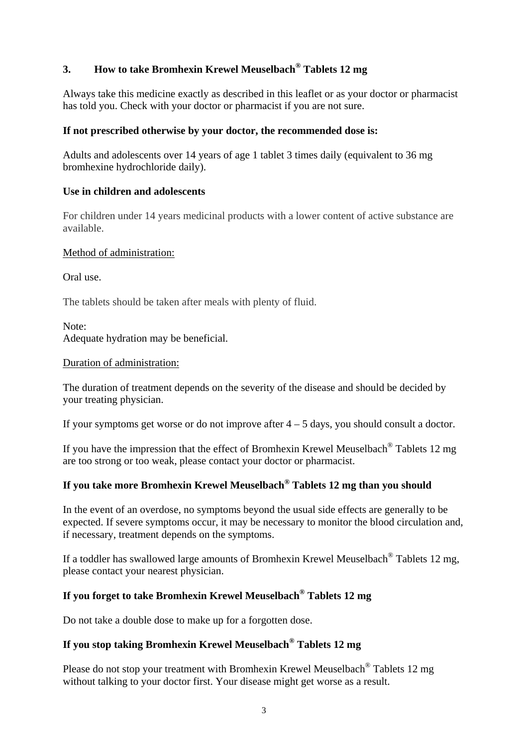## 3. How to take Bromhexin Krewel Meuselbach® Tablets 12 mg

Always take this medicine exactly as described in this leaflet or as your doctor or pharmacist has told you. Check with your doctor or pharmacist if you are not sure.

**If not prescribed otherwise by your doctor, the recommended dose is:**

Adults and adolescents over 14 years of age 1 tablet 3 times daily (equivalent to 36 mg bromhexine hydrochloride daily).

**Use in children and adolescents**

For children under 14 years medicinal products with a lower content of active substance are available.

<u>Method of administration:</u>

Oral use.

The tablets should be taken after meals with plenty of fluid.

Note:
Adequate hydration may be beneficial.

<u>Duration of administration:</u>

The duration of treatment depends on the severity of the disease and should be decided by your treating physician.

If your symptoms get worse or do not improve after 4 – 5 days, you should consult a doctor.

If you have the impression that the effect of Bromhexin Krewel Meuselbach® Tablets 12 mg are too strong or too weak, please contact your doctor or pharmacist.

**If you take more Bromhexin Krewel Meuselbach® Tablets 12 mg than you should**

In the event of an overdose, no symptoms beyond the usual side effects are generally to be expected. If severe symptoms occur, it may be necessary to monitor the blood circulation and, if necessary, treatment depends on the symptoms.

If a toddler has swallowed large amounts of Bromhexin Krewel Meuselbach® Tablets 12 mg, please contact your nearest physician.

**If you forget to take Bromhexin Krewel Meuselbach® Tablets 12 mg**

Do not take a double dose to make up for a forgotten dose.

**If you stop taking Bromhexin Krewel Meuselbach® Tablets 12 mg**

Please do not stop your treatment with Bromhexin Krewel Meuselbach® Tablets 12 mg without talking to your doctor first. Your disease might get worse as a result.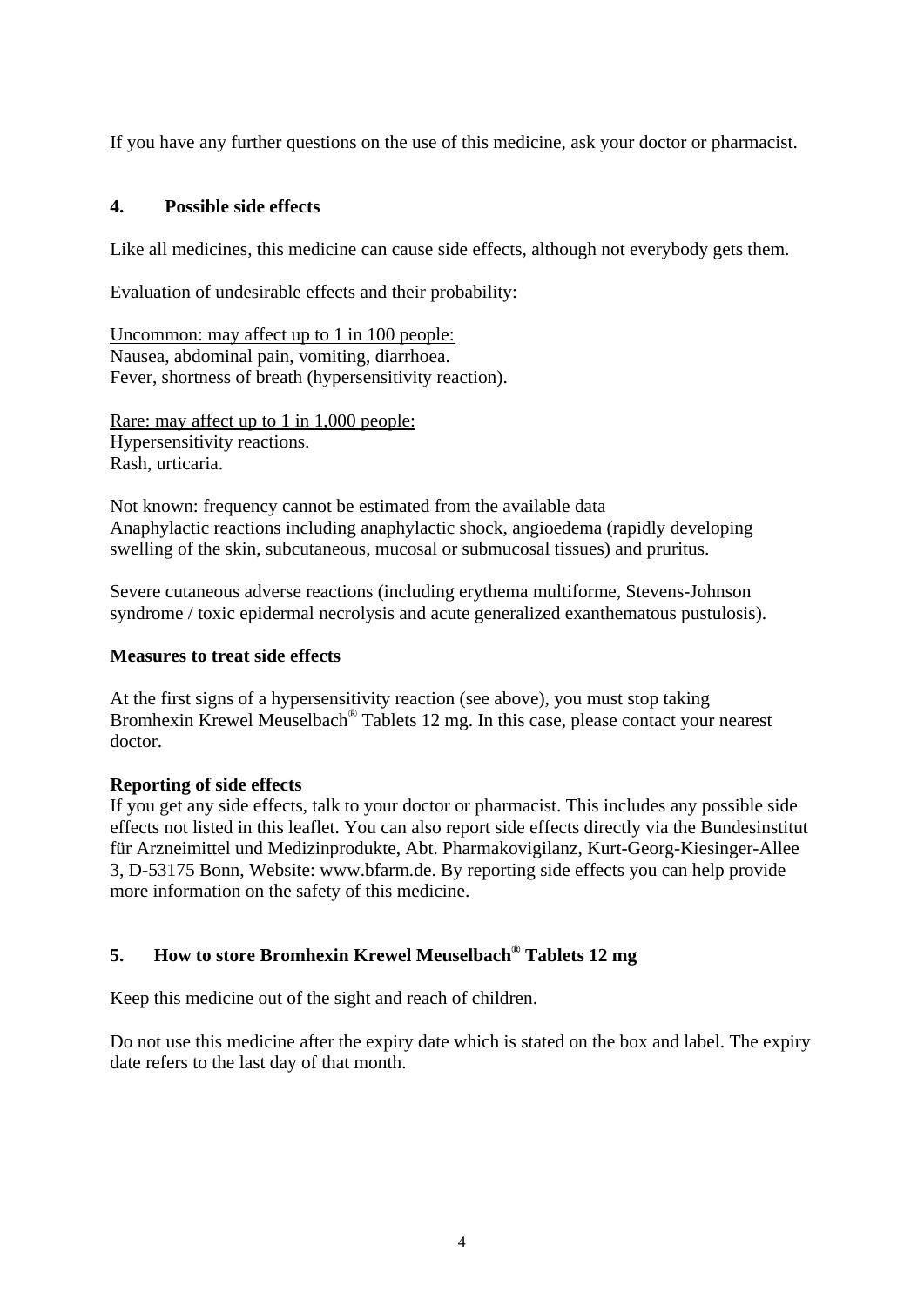If you have any further questions on the use of this medicine, ask your doctor or pharmacist.

## 4. Possible side effects

Like all medicines, this medicine can cause side effects, although not everybody gets them.

Evaluation of undesirable effects and their probability:

Uncommon: may affect up to 1 in 100 people:
Nausea, abdominal pain, vomiting, diarrhoea.
Fever, shortness of breath (hypersensitivity reaction).

Rare: may affect up to 1 in 1,000 people:
Hypersensitivity reactions.
Rash, urticaria.

Not known: frequency cannot be estimated from the available data
Anaphylactic reactions including anaphylactic shock, angioedema (rapidly developing swelling of the skin, subcutaneous, mucosal or submucosal tissues) and pruritus.

Severe cutaneous adverse reactions (including erythema multiforme, Stevens-Johnson syndrome / toxic epidermal necrolysis and acute generalized exanthematous pustulosis).

**Measures to treat side effects**

At the first signs of a hypersensitivity reaction (see above), you must stop taking Bromhexin Krewel Meuselbach® Tablets 12 mg. In this case, please contact your nearest doctor.

**Reporting of side effects**

If you get any side effects, talk to your doctor or pharmacist. This includes any possible side effects not listed in this leaflet. You can also report side effects directly via the Bundesinstitut für Arzneimittel und Medizinprodukte, Abt. Pharmakovigilanz, Kurt-Georg-Kiesinger-Allee 3, D-53175 Bonn, Website: www.bfarm.de. By reporting side effects you can help provide more information on the safety of this medicine.

## 5. How to store Bromhexin Krewel Meuselbach® Tablets 12 mg

Keep this medicine out of the sight and reach of children.

Do not use this medicine after the expiry date which is stated on the box and label. The expiry date refers to the last day of that month.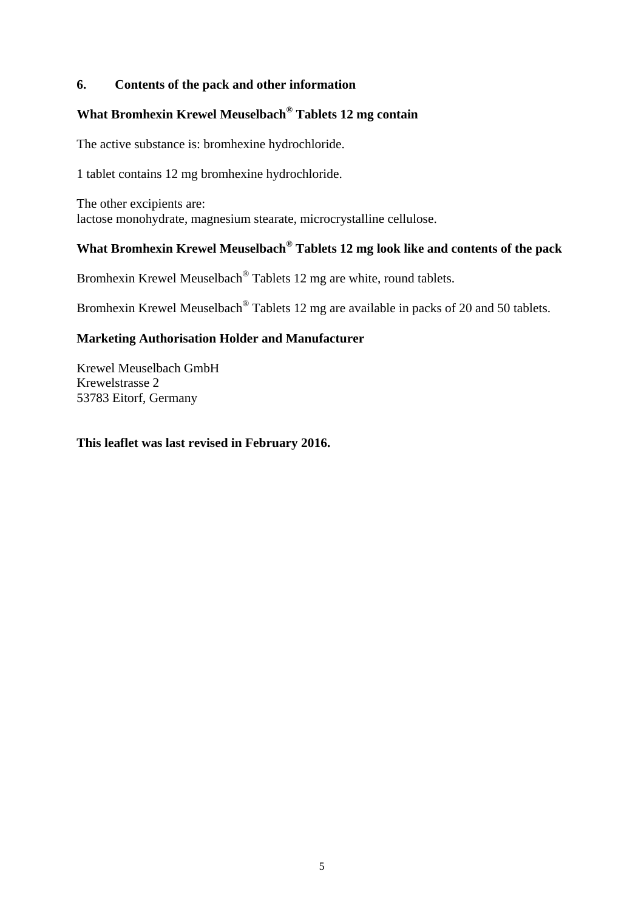## 6. Contents of the pack and other information

### What Bromhexin Krewel Meuselbach® Tablets 12 mg contain

The active substance is: bromhexine hydrochloride.

1 tablet contains 12 mg bromhexine hydrochloride.

The other excipients are:
lactose monohydrate, magnesium stearate, microcrystalline cellulose.

### What Bromhexin Krewel Meuselbach® Tablets 12 mg look like and contents of the pack

Bromhexin Krewel Meuselbach® Tablets 12 mg are white, round tablets.

Bromhexin Krewel Meuselbach® Tablets 12 mg are available in packs of 20 and 50 tablets.

### Marketing Authorisation Holder and Manufacturer

Krewel Meuselbach GmbH
Krewelstrasse 2
53783 Eitorf, Germany

**This leaflet was last revised in February 2016.**